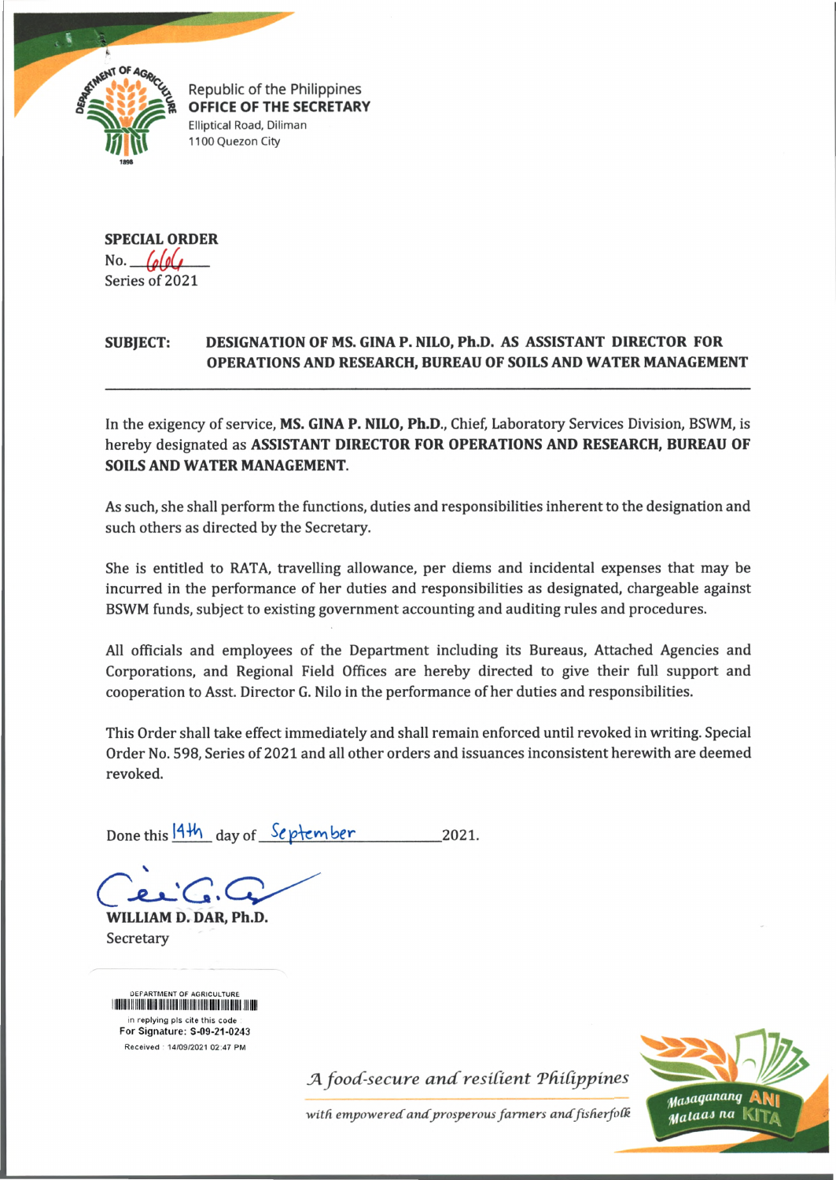Republic of the Philippines
**OFFICE OF THE SECRETARY**
Elliptical Road, Diliman
1100 Quezon City

**SPECIAL ORDER**
No. 666
Series of 2021

**SUBJECT: DESIGNATION OF MS. GINA P. NILO, Ph.D. AS ASSISTANT DIRECTOR FOR OPERATIONS AND RESEARCH, BUREAU OF SOILS AND WATER MANAGEMENT**

---

In the exigency of service, **MS. GINA P. NILO, Ph.D.**, Chief, Laboratory Services Division, BSWM, is hereby designated as **ASSISTANT DIRECTOR FOR OPERATIONS AND RESEARCH, BUREAU OF SOILS AND WATER MANAGEMENT**.

As such, she shall perform the functions, duties and responsibilities inherent to the designation and such others as directed by the Secretary.

She is entitled to RATA, travelling allowance, per diems and incidental expenses that may be incurred in the performance of her duties and responsibilities as designated, chargeable against BSWM funds, subject to existing government accounting and auditing rules and procedures.

All officials and employees of the Department including its Bureaus, Attached Agencies and Corporations, and Regional Field Offices are hereby directed to give their full support and cooperation to Asst. Director G. Nilo in the performance of her duties and responsibilities.

This Order shall take effect immediately and shall remain enforced until revoked in writing. Special Order No. 598, Series of 2021 and all other orders and issuances inconsistent herewith are deemed revoked.

Done this 14th day of September 2021.

**WILLIAM D. DAR, Ph.D.**
Secretary

DEPARTMENT OF AGRICULTURE
in replying pls cite this code
For Signature: S-09-21-0243
Received : 14/09/2021 02:47 PM

*A food-secure and resilient Philippines with empowered and prosperous farmers and fisherfolk*

Masaganang ANI Mataas na KITA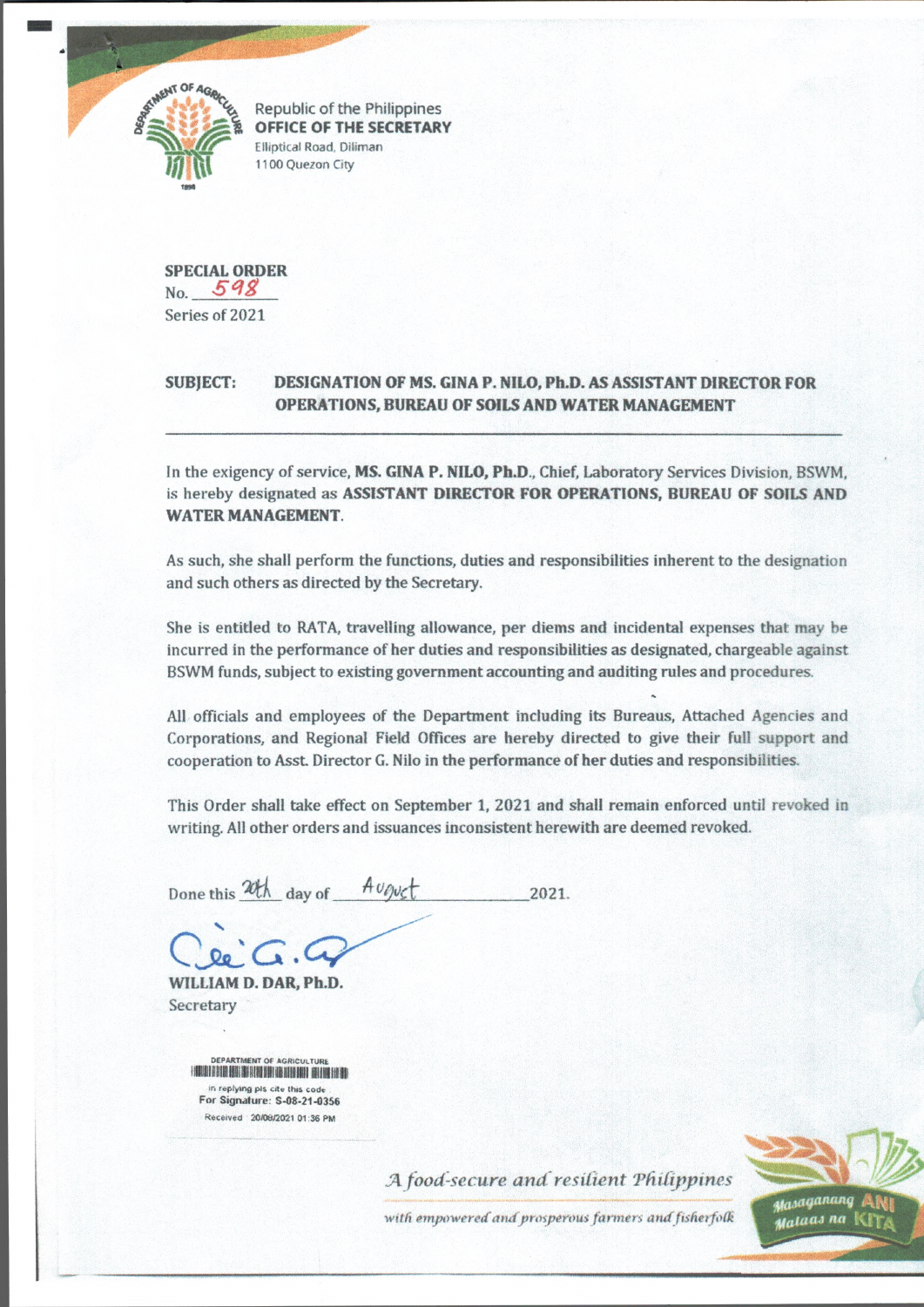Republic of the Philippines
**OFFICE OF THE SECRETARY**
Elliptical Road, Diliman
1100 Quezon City

**SPECIAL ORDER**
No. 598
Series of 2021

**SUBJECT: DESIGNATION OF MS. GINA P. NILO, Ph.D. AS ASSISTANT DIRECTOR FOR OPERATIONS, BUREAU OF SOILS AND WATER MANAGEMENT**

---

In the exigency of service, **MS. GINA P. NILO, Ph.D.**, Chief, Laboratory Services Division, BSWM, is hereby designated as **ASSISTANT DIRECTOR FOR OPERATIONS, BUREAU OF SOILS AND WATER MANAGEMENT**.

As such, she shall perform the functions, duties and responsibilities inherent to the designation and such others as directed by the Secretary.

She is entitled to RATA, travelling allowance, per diems and incidental expenses that may be incurred in the performance of her duties and responsibilities as designated, chargeable against BSWM funds, subject to existing government accounting and auditing rules and procedures.

All officials and employees of the Department including its Bureaus, Attached Agencies and Corporations, and Regional Field Offices are hereby directed to give their full support and cooperation to Asst. Director G. Nilo in the performance of her duties and responsibilities.

This Order shall take effect on September 1, 2021 and shall remain enforced until revoked in writing. All other orders and issuances inconsistent herewith are deemed revoked.

Done this 20th day of August 2021.

**WILLIAM D. DAR, Ph.D.**
Secretary

DEPARTMENT OF AGRICULTURE
in replying pls cite this code
For Signature: S-08-21-0356
Received : 20/08/2021 01:36 PM

*A food-secure and resilient Philippines with empowered and prosperous farmers and fisherfolk*

Masaganang ANI Mataas na KITA